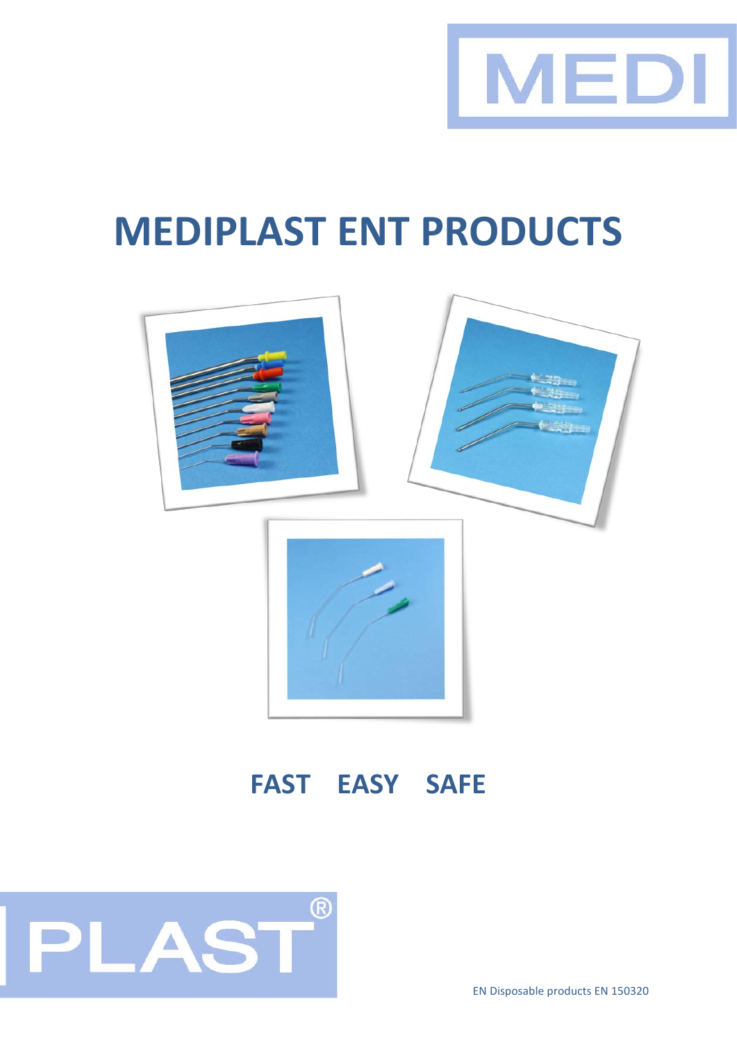MEDI

# MEDIPLAST ENT PRODUCTS

**FAST EASY SAFE**

PLAST®

EN Disposable products EN 150320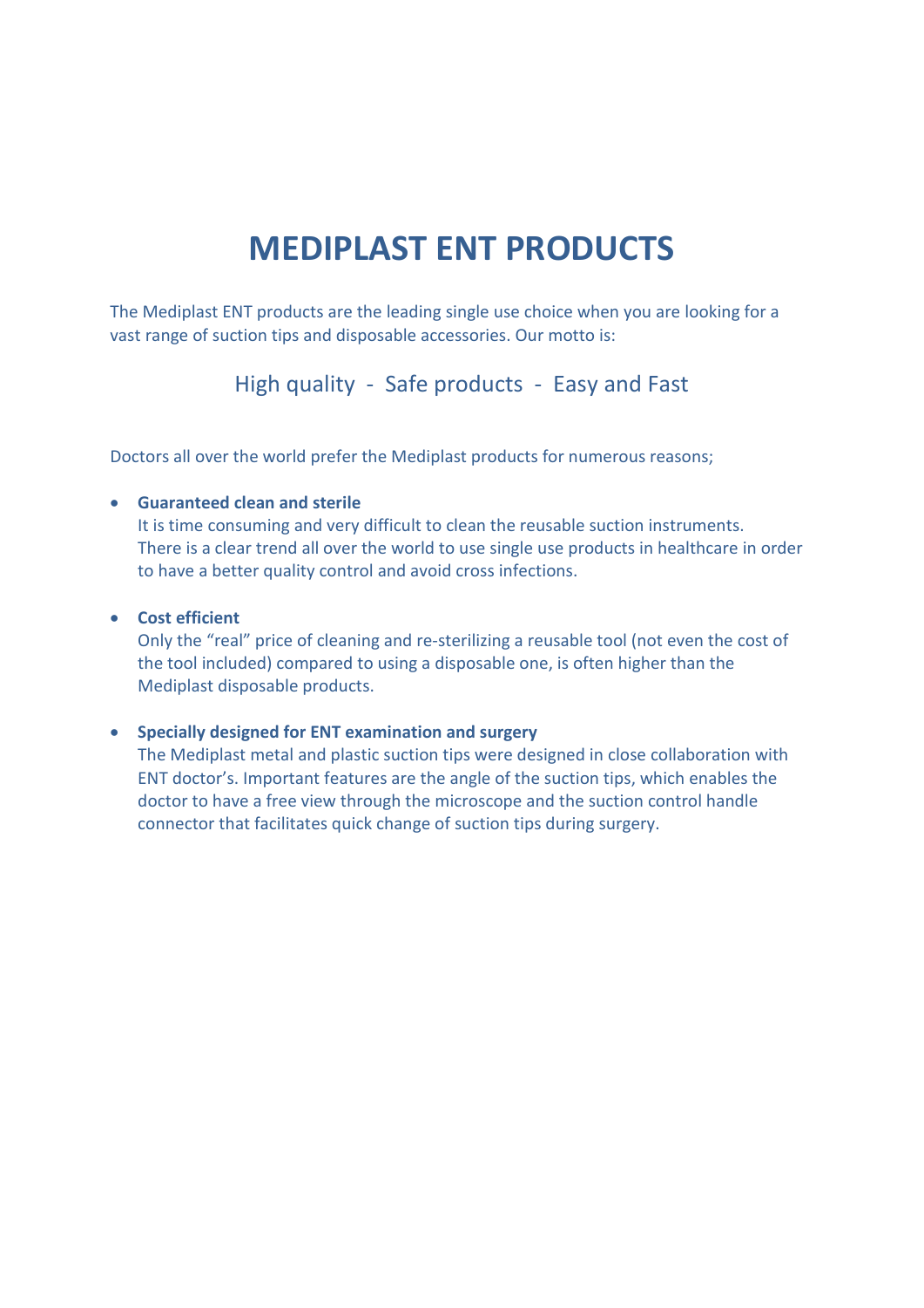# MEDIPLAST ENT PRODUCTS

The Mediplast ENT products are the leading single use choice when you are looking for a vast range of suction tips and disposable accessories. Our motto is:

High quality - Safe products - Easy and Fast

Doctors all over the world prefer the Mediplast products for numerous reasons;

- **Guaranteed clean and sterile**
  It is time consuming and very difficult to clean the reusable suction instruments. There is a clear trend all over the world to use single use products in healthcare in order to have a better quality control and avoid cross infections.

- **Cost efficient**
  Only the "real" price of cleaning and re-sterilizing a reusable tool (not even the cost of the tool included) compared to using a disposable one, is often higher than the Mediplast disposable products.

- **Specially designed for ENT examination and surgery**
  The Mediplast metal and plastic suction tips were designed in close collaboration with ENT doctor's. Important features are the angle of the suction tips, which enables the doctor to have a free view through the microscope and the suction control handle connector that facilitates quick change of suction tips during surgery.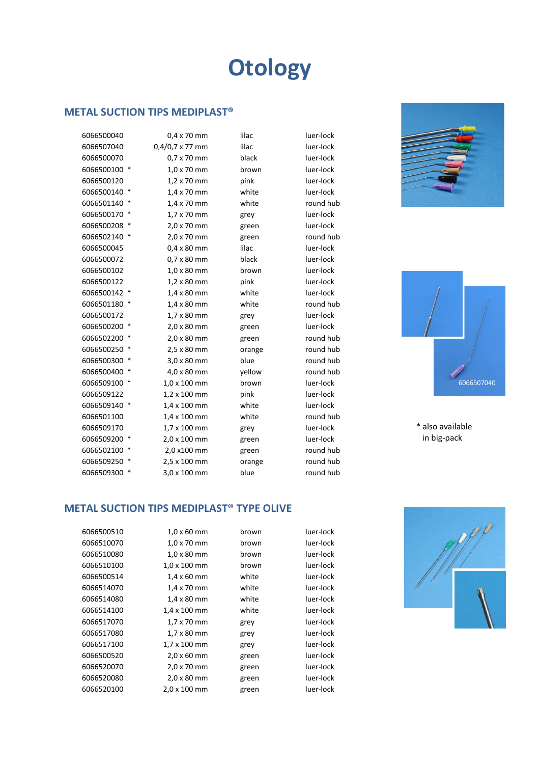# Otology

## METAL SUCTION TIPS MEDIPLAST®

| | | | |
|---|---|---|---|
| 6066500040 | 0,4 x 70 mm | lilac | luer-lock |
| 6066507040 | 0,4/0,7 x 77 mm | lilac | luer-lock |
| 6066500070 | 0,7 x 70 mm | black | luer-lock |
| 6066500100 * | 1,0 x 70 mm | brown | luer-lock |
| 6066500120 | 1,2 x 70 mm | pink | luer-lock |
| 6066500140 * | 1,4 x 70 mm | white | luer-lock |
| 6066501140 * | 1,4 x 70 mm | white | round hub |
| 6066500170 * | 1,7 x 70 mm | grey | luer-lock |
| 6066500208 * | 2,0 x 70 mm | green | luer-lock |
| 6066502140 * | 2,0 x 70 mm | green | round hub |
| 6066500045 | 0,4 x 80 mm | lilac | luer-lock |
| 6066500072 | 0,7 x 80 mm | black | luer-lock |
| 6066500102 | 1,0 x 80 mm | brown | luer-lock |
| 6066500122 | 1,2 x 80 mm | pink | luer-lock |
| 6066500142 * | 1,4 x 80 mm | white | luer-lock |
| 6066501180 * | 1,4 x 80 mm | white | round hub |
| 6066500172 | 1,7 x 80 mm | grey | luer-lock |
| 6066500200 * | 2,0 x 80 mm | green | luer-lock |
| 6066502200 * | 2,0 x 80 mm | green | round hub |
| 6066500250 * | 2,5 x 80 mm | orange | round hub |
| 6066500300 * | 3,0 x 80 mm | blue | round hub |
| 6066500400 * | 4,0 x 80 mm | yellow | round hub |
| 6066509100 * | 1,0 x 100 mm | brown | luer-lock |
| 6066509122 | 1,2 x 100 mm | pink | luer-lock |
| 6066509140 * | 1,4 x 100 mm | white | luer-lock |
| 6066501100 | 1,4 x 100 mm | white | round hub |
| 6066509170 | 1,7 x 100 mm | grey | luer-lock |
| 6066509200 * | 2,0 x 100 mm | green | luer-lock |
| 6066502100 * | 2,0 x100 mm | green | round hub |
| 6066509250 * | 2,5 x 100 mm | orange | round hub |
| 6066509300 * | 3,0 x 100 mm | blue | round hub |

6066507040

* also available in big-pack

## METAL SUCTION TIPS MEDIPLAST® TYPE OLIVE

| | | | |
|---|---|---|---|
| 6066500510 | 1,0 x 60 mm | brown | luer-lock |
| 6066510070 | 1,0 x 70 mm | brown | luer-lock |
| 6066510080 | 1,0 x 80 mm | brown | luer-lock |
| 6066510100 | 1,0 x 100 mm | brown | luer-lock |
| 6066500514 | 1,4 x 60 mm | white | luer-lock |
| 6066514070 | 1,4 x 70 mm | white | luer-lock |
| 6066514080 | 1,4 x 80 mm | white | luer-lock |
| 6066514100 | 1,4 x 100 mm | white | luer-lock |
| 6066517070 | 1,7 x 70 mm | grey | luer-lock |
| 6066517080 | 1,7 x 80 mm | grey | luer-lock |
| 6066517100 | 1,7 x 100 mm | grey | luer-lock |
| 6066500520 | 2,0 x 60 mm | green | luer-lock |
| 6066520070 | 2,0 x 70 mm | green | luer-lock |
| 6066520080 | 2,0 x 80 mm | green | luer-lock |
| 6066520100 | 2,0 x 100 mm | green | luer-lock |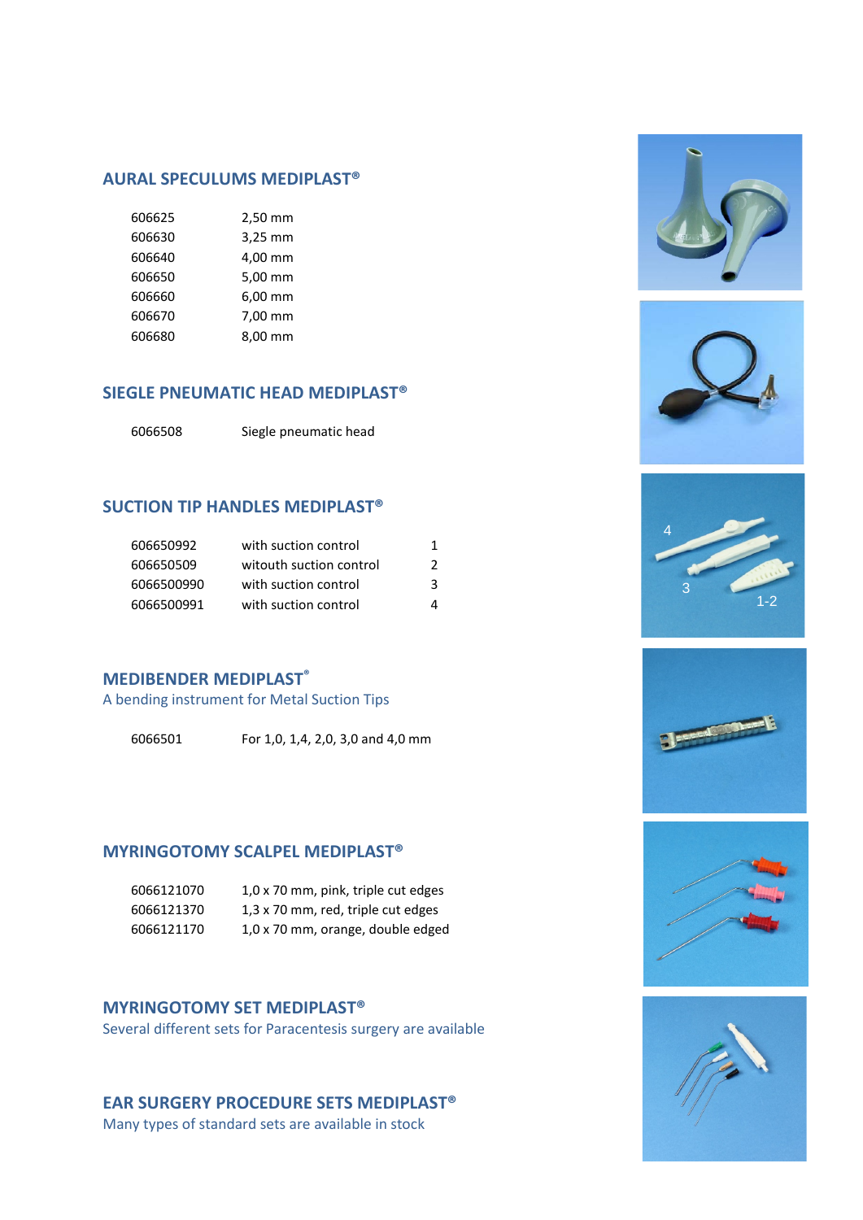## AURAL SPECULUMS MEDIPLAST®

| | |
|---|---|
| 606625 | 2,50 mm |
| 606630 | 3,25 mm |
| 606640 | 4,00 mm |
| 606650 | 5,00 mm |
| 606660 | 6,00 mm |
| 606670 | 7,00 mm |
| 606680 | 8,00 mm |

## SIEGLE PNEUMATIC HEAD MEDIPLAST®

| | |
|---|---|
| 6066508 | Siegle pneumatic head |

## SUCTION TIP HANDLES MEDIPLAST®

| | | |
|---|---|---|
| 606650992 | with suction control | 1 |
| 606650509 | witouth suction control | 2 |
| 6066500990 | with suction control | 3 |
| 6066500991 | with suction control | 4 |

## MEDIBENDER MEDIPLAST®

A bending instrument for Metal Suction Tips

| | |
|---|---|
| 6066501 | For 1,0, 1,4, 2,0, 3,0 and 4,0 mm |

## MYRINGOTOMY SCALPEL MEDIPLAST®

| | |
|---|---|
| 6066121070 | 1,0 x 70 mm, pink, triple cut edges |
| 6066121370 | 1,3 x 70 mm, red, triple cut edges |
| 6066121170 | 1,0 x 70 mm, orange, double edged |

## MYRINGOTOMY SET MEDIPLAST®

Several different sets for Paracentesis surgery are available

## EAR SURGERY PROCEDURE SETS MEDIPLAST®

Many types of standard sets are available in stock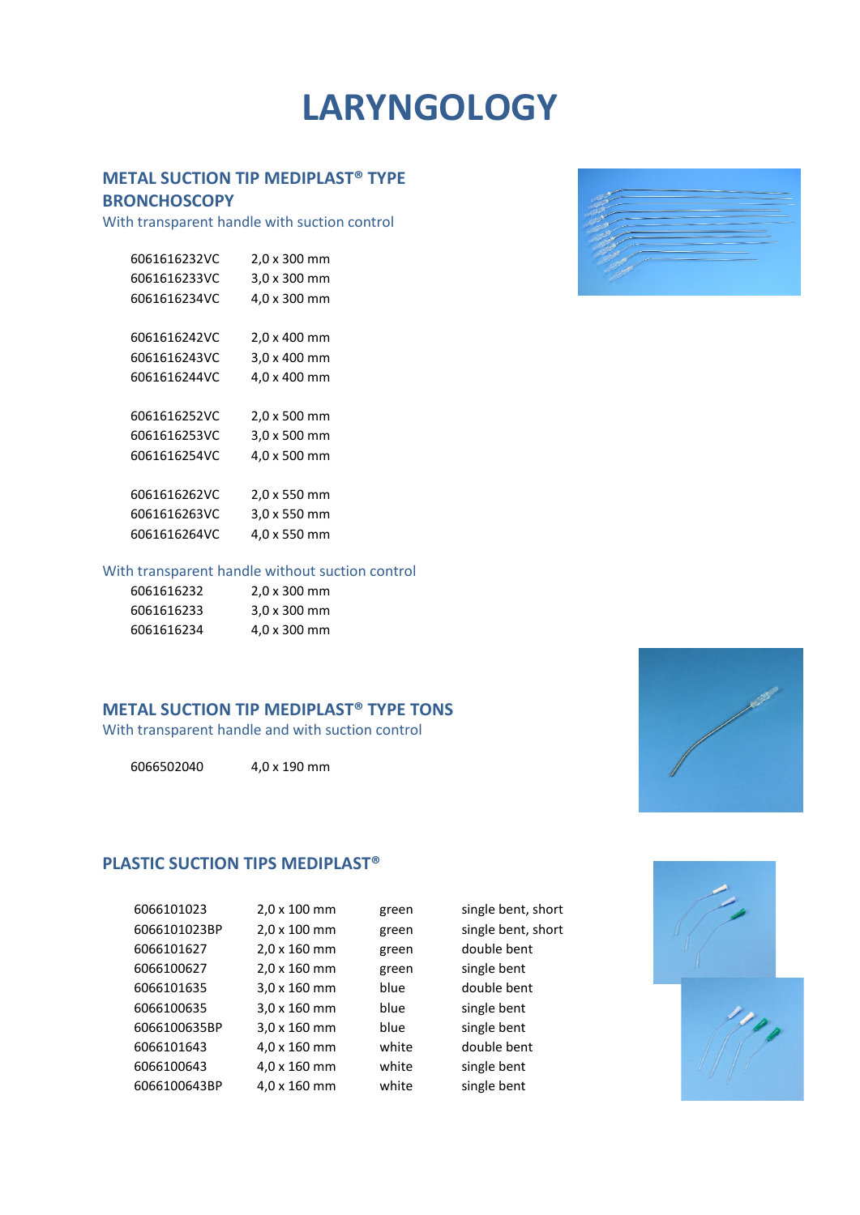# LARYNGOLOGY

## METAL SUCTION TIP MEDIPLAST® TYPE BRONCHOSCOPY

With transparent handle with suction control

| | |
|---|---|
| 6061616232VC | 2,0 x 300 mm |
| 6061616233VC | 3,0 x 300 mm |
| 6061616234VC | 4,0 x 300 mm |
| | |
| 6061616242VC | 2,0 x 400 mm |
| 6061616243VC | 3,0 x 400 mm |
| 6061616244VC | 4,0 x 400 mm |
| | |
| 6061616252VC | 2,0 x 500 mm |
| 6061616253VC | 3,0 x 500 mm |
| 6061616254VC | 4,0 x 500 mm |
| | |
| 6061616262VC | 2,0 x 550 mm |
| 6061616263VC | 3,0 x 550 mm |
| 6061616264VC | 4,0 x 550 mm |

With transparent handle without suction control

| | |
|---|---|
| 6061616232 | 2,0 x 300 mm |
| 6061616233 | 3,0 x 300 mm |
| 6061616234 | 4,0 x 300 mm |

## METAL SUCTION TIP MEDIPLAST® TYPE TONS

With transparent handle and with suction control

| | |
|---|---|
| 6066502040 | 4,0 x 190 mm |

## PLASTIC SUCTION TIPS MEDIPLAST®

| | | | |
|---|---|---|---|
| 6066101023 | 2,0 x 100 mm | green | single bent, short |
| 6066101023BP | 2,0 x 100 mm | green | single bent, short |
| 6066101627 | 2,0 x 160 mm | green | double bent |
| 6066100627 | 2,0 x 160 mm | green | single bent |
| 6066101635 | 3,0 x 160 mm | blue | double bent |
| 6066100635 | 3,0 x 160 mm | blue | single bent |
| 6066100635BP | 3,0 x 160 mm | blue | single bent |
| 6066101643 | 4,0 x 160 mm | white | double bent |
| 6066100643 | 4,0 x 160 mm | white | single bent |
| 6066100643BP | 4,0 x 160 mm | white | single bent |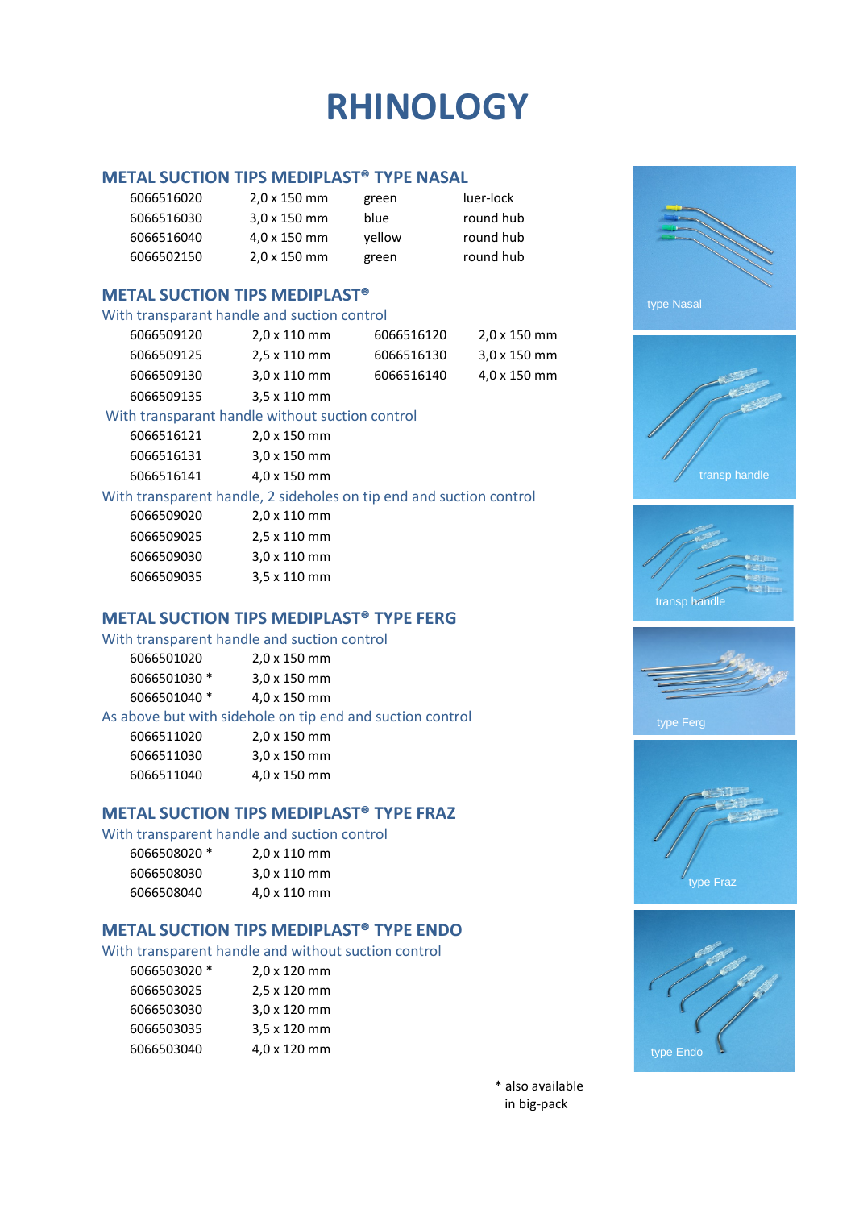// RHINOLOGY

## METAL SUCTION TIPS MEDIPLAST® TYPE NASAL

| | | | |
|---|---|---|---|
| 6066516020 | 2,0 x 150 mm | green | luer-lock |
| 6066516030 | 3,0 x 150 mm | blue | round hub |
| 6066516040 | 4,0 x 150 mm | yellow | round hub |
| 6066502150 | 2,0 x 150 mm | green | round hub |

## METAL SUCTION TIPS MEDIPLAST®

### With transparant handle and suction control

| | | | |
|---|---|---|---|
| 6066509120 | 2,0 x 110 mm | 6066516120 | 2,0 x 150 mm |
| 6066509125 | 2,5 x 110 mm | 6066516130 | 3,0 x 150 mm |
| 6066509130 | 3,0 x 110 mm | 6066516140 | 4,0 x 150 mm |
| 6066509135 | 3,5 x 110 mm | | |

### With transparant handle without suction control

| | |
|---|---|
| 6066516121 | 2,0 x 150 mm |
| 6066516131 | 3,0 x 150 mm |
| 6066516141 | 4,0 x 150 mm |

### With transparent handle, 2 sideholes on tip end and suction control

| | |
|---|---|
| 6066509020 | 2,0 x 110 mm |
| 6066509025 | 2,5 x 110 mm |
| 6066509030 | 3,0 x 110 mm |
| 6066509035 | 3,5 x 110 mm |

## METAL SUCTION TIPS MEDIPLAST® TYPE FERG

### With transparant handle and suction control

| | |
|---|---|
| 6066501020 | 2,0 x 150 mm |
| 6066501030 * | 3,0 x 150 mm |
| 6066501040 * | 4,0 x 150 mm |

### As above but with sidehole on tip end and suction control

| | |
|---|---|
| 6066511020 | 2,0 x 150 mm |
| 6066511030 | 3,0 x 150 mm |
| 6066511040 | 4,0 x 150 mm |

## METAL SUCTION TIPS MEDIPLAST® TYPE FRAZ

### With transparant handle and suction control

| | |
|---|---|
| 6066508020 * | 2,0 x 110 mm |
| 6066508030 | 3,0 x 110 mm |
| 6066508040 | 4,0 x 110 mm |

## METAL SUCTION TIPS MEDIPLAST® TYPE ENDO

### With transparant handle and without suction control

| | |
|---|---|
| 6066503020 * | 2,0 x 120 mm |
| 6066503025 | 2,5 x 120 mm |
| 6066503030 | 3,0 x 120 mm |
| 6066503035 | 3,5 x 120 mm |
| 6066503040 | 4,0 x 120 mm |

type Nasal

transp handle

transp handle

type Ferg

type Fraz

type Endo

* also available in big-pack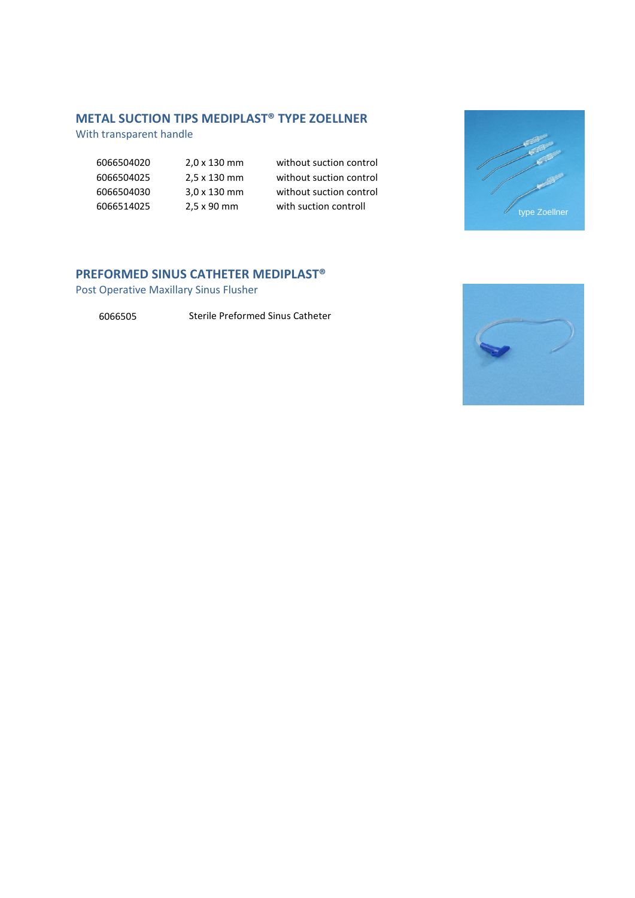## METAL SUCTION TIPS MEDIPLAST® TYPE ZOELLNER

With transparent handle

| | | |
|---|---|---|
| 6066504020 | 2,0 x 130 mm | without suction control |
| 6066504025 | 2,5 x 130 mm | without suction control |
| 6066504030 | 3,0 x 130 mm | without suction control |
| 6066514025 | 2,5 x 90 mm | with suction controll |

## PREFORMED SINUS CATHETER MEDIPLAST®

Post Operative Maxillary Sinus Flusher

| | |
|---|---|
| 6066505 | Sterile Preformed Sinus Catheter |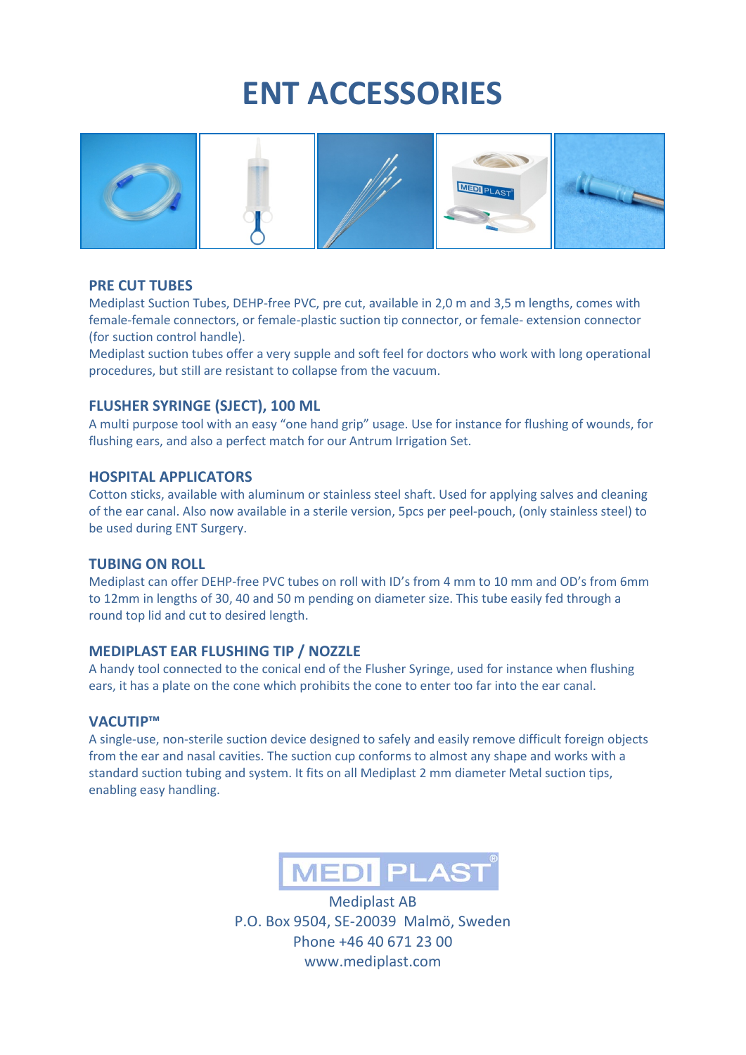# ENT ACCESSORIES

## PRE CUT TUBES

Mediplast Suction Tubes, DEHP-free PVC, pre cut, available in 2,0 m and 3,5 m lengths, comes with female-female connectors, or female-plastic suction tip connector, or female- extension connector (for suction control handle).

Mediplast suction tubes offer a very supple and soft feel for doctors who work with long operational procedures, but still are resistant to collapse from the vacuum.

## FLUSHER SYRINGE (SJECT), 100 ML

A multi purpose tool with an easy "one hand grip" usage. Use for instance for flushing of wounds, for flushing ears, and also a perfect match for our Antrum Irrigation Set.

## HOSPITAL APPLICATORS

Cotton sticks, available with aluminum or stainless steel shaft. Used for applying salves and cleaning of the ear canal. Also now available in a sterile version, 5pcs per peel-pouch, (only stainless steel) to be used during ENT Surgery.

## TUBING ON ROLL

Mediplast can offer DEHP-free PVC tubes on roll with ID's from 4 mm to 10 mm and OD's from 6mm to 12mm in lengths of 30, 40 and 50 m pending on diameter size. This tube easily fed through a round top lid and cut to desired length.

## MEDIPLAST EAR FLUSHING TIP / NOZZLE

A handy tool connected to the conical end of the Flusher Syringe, used for instance when flushing ears, it has a plate on the cone which prohibits the cone to enter too far into the ear canal.

## VACUTIP™

A single-use, non-sterile suction device designed to safely and easily remove difficult foreign objects from the ear and nasal cavities. The suction cup conforms to almost any shape and works with a standard suction tubing and system. It fits on all Mediplast 2 mm diameter Metal suction tips, enabling easy handling.

MEDI PLAST®

Mediplast AB
P.O. Box 9504, SE-20039 Malmö, Sweden
Phone +46 40 671 23 00
www.mediplast.com